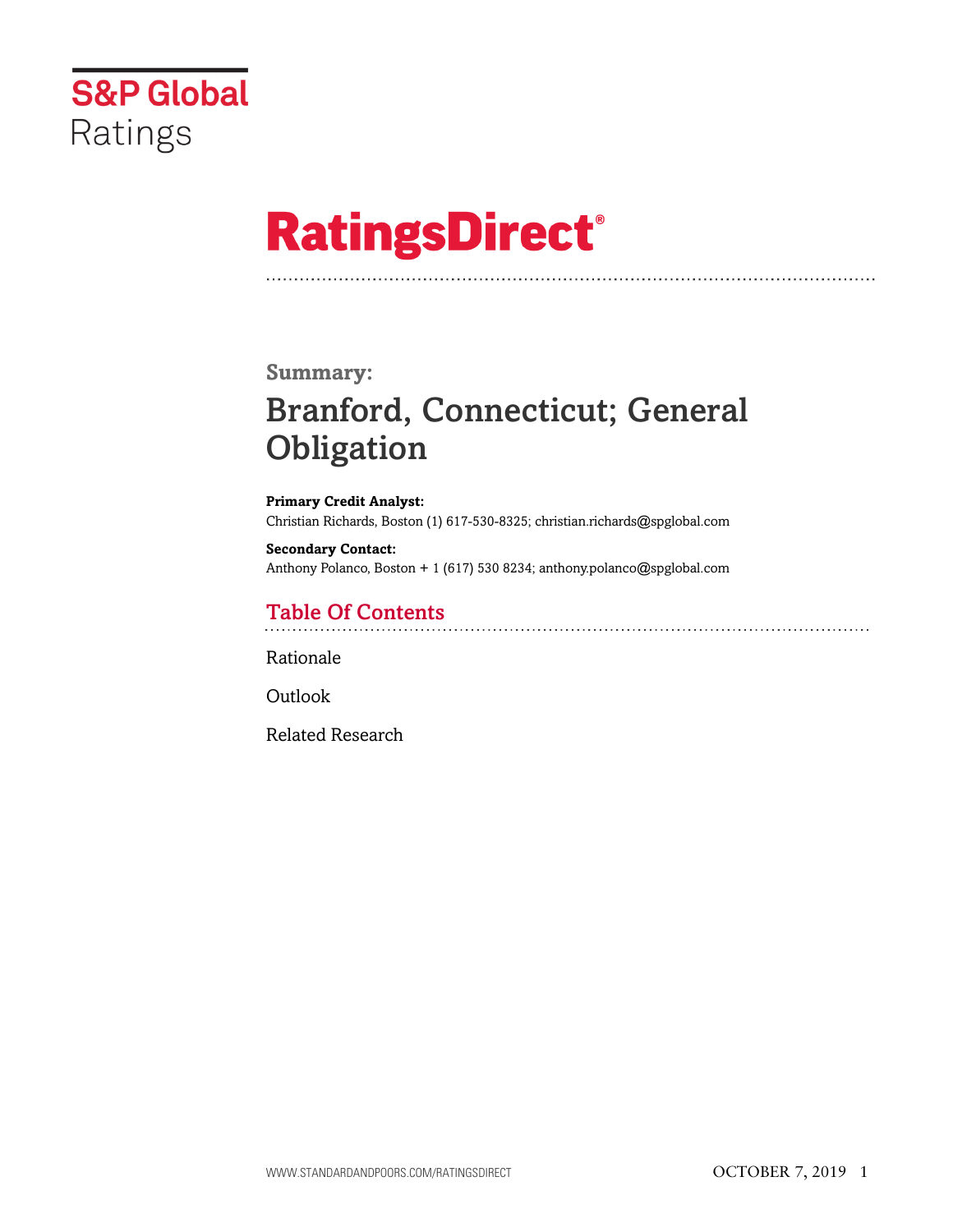S&P Global Ratings

# RatingsDirect®

**Summary:**

# Branford, Connecticut; General Obligation

**Primary Credit Analyst:**
Christian Richards, Boston (1) 617-530-8325; christian.richards@spglobal.com

**Secondary Contact:**
Anthony Polanco, Boston + 1 (617) 530 8234; anthony.polanco@spglobal.com

## Table Of Contents

Rationale

Outlook

Related Research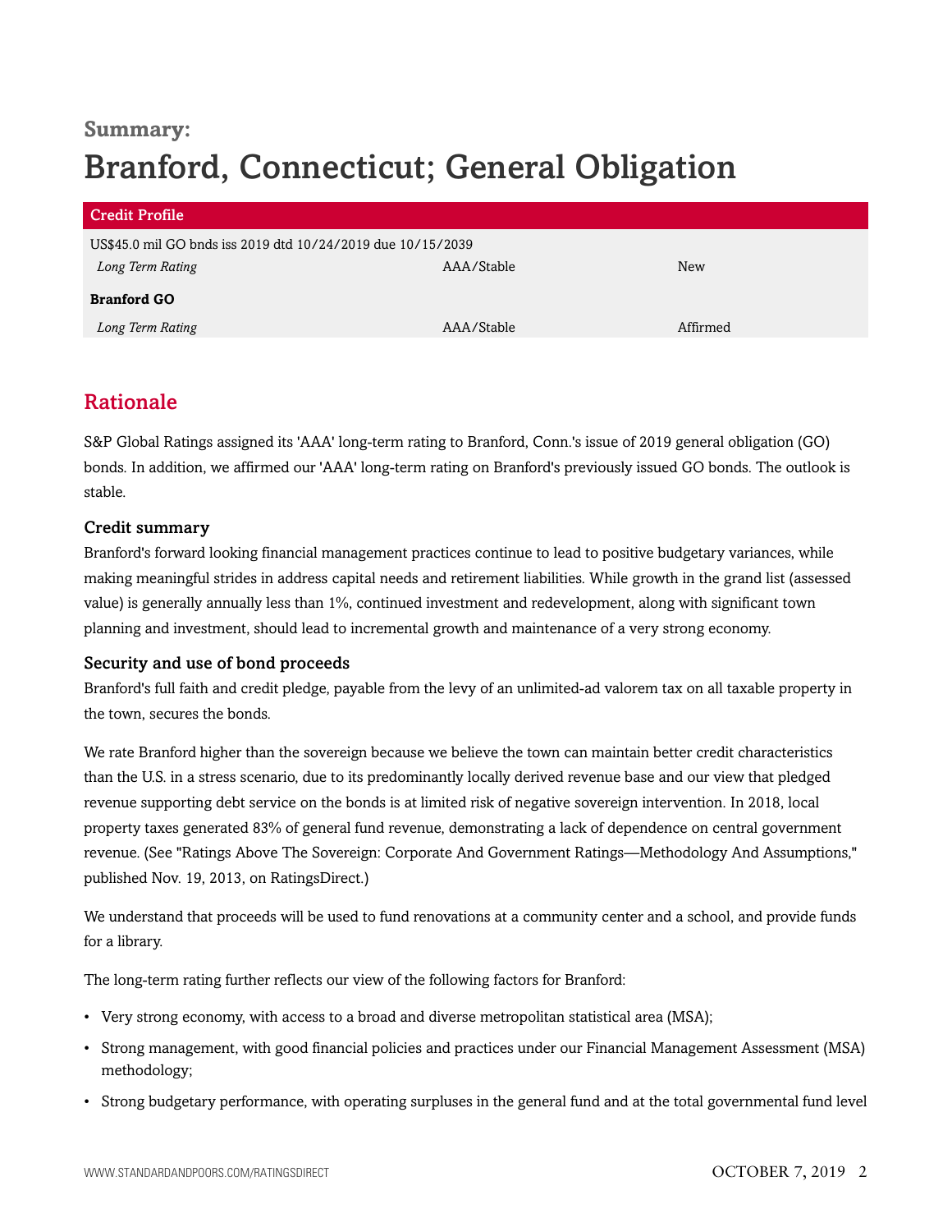**Summary:**

# Branford, Connecticut; General Obligation

| Credit Profile | | |
|---|---|---|
| US$45.0 mil GO bnds iss 2019 dtd 10/24/2019 due 10/15/2039 | | |
| *Long Term Rating* | AAA/Stable | New |
| **Branford GO** | | |
| *Long Term Rating* | AAA/Stable | Affirmed |

## Rationale

S&P Global Ratings assigned its 'AAA' long-term rating to Branford, Conn.'s issue of 2019 general obligation (GO) bonds. In addition, we affirmed our 'AAA' long-term rating on Branford's previously issued GO bonds. The outlook is stable.

### Credit summary

Branford's forward looking financial management practices continue to lead to positive budgetary variances, while making meaningful strides in address capital needs and retirement liabilities. While growth in the grand list (assessed value) is generally annually less than 1%, continued investment and redevelopment, along with significant town planning and investment, should lead to incremental growth and maintenance of a very strong economy.

### Security and use of bond proceeds

Branford's full faith and credit pledge, payable from the levy of an unlimited-ad valorem tax on all taxable property in the town, secures the bonds.

We rate Branford higher than the sovereign because we believe the town can maintain better credit characteristics than the U.S. in a stress scenario, due to its predominantly locally derived revenue base and our view that pledged revenue supporting debt service on the bonds is at limited risk of negative sovereign intervention. In 2018, local property taxes generated 83% of general fund revenue, demonstrating a lack of dependence on central government revenue. (See "Ratings Above The Sovereign: Corporate And Government Ratings—Methodology And Assumptions," published Nov. 19, 2013, on RatingsDirect.)

We understand that proceeds will be used to fund renovations at a community center and a school, and provide funds for a library.

The long-term rating further reflects our view of the following factors for Branford:

- Very strong economy, with access to a broad and diverse metropolitan statistical area (MSA);
- Strong management, with good financial policies and practices under our Financial Management Assessment (MSA) methodology;
- Strong budgetary performance, with operating surpluses in the general fund and at the total governmental fund level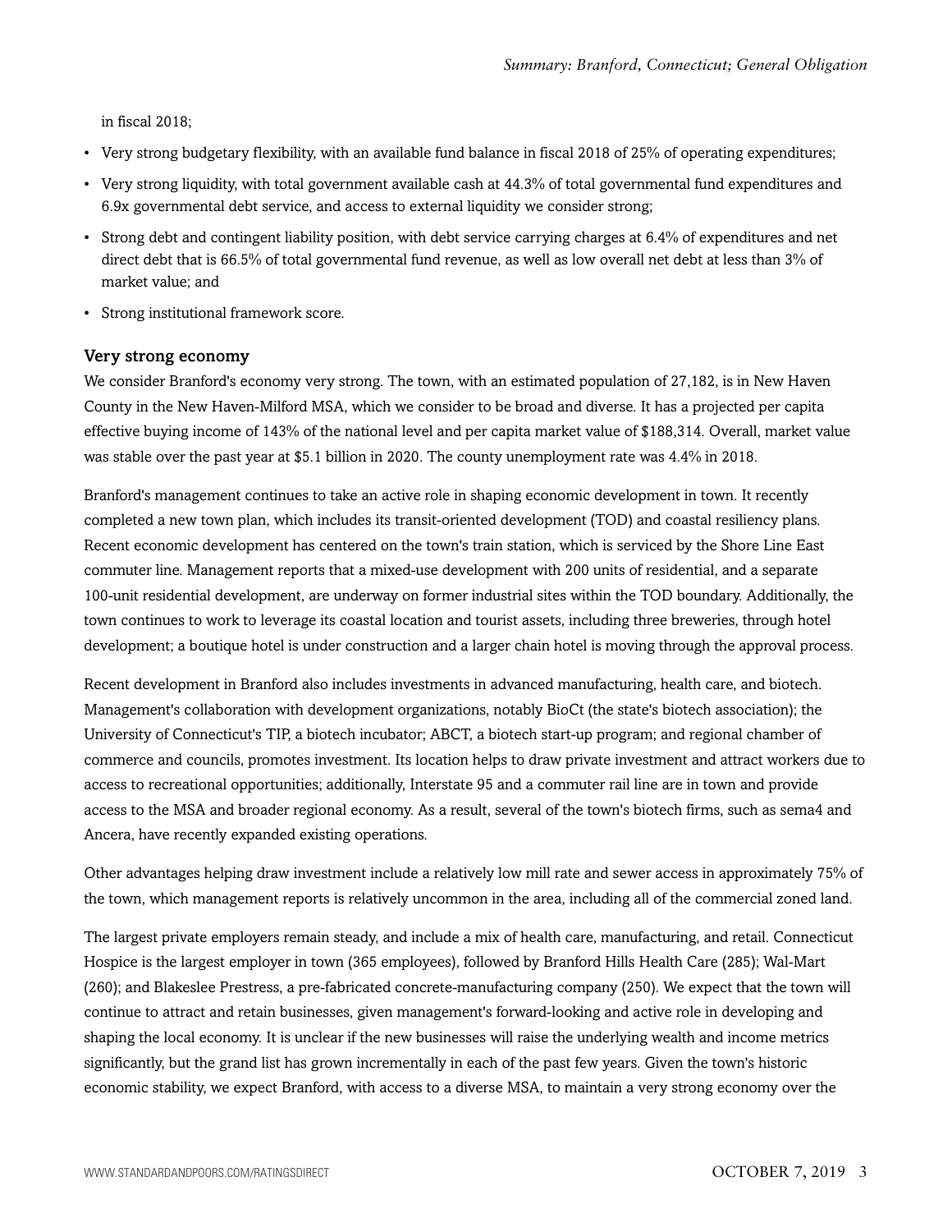in fiscal 2018;

- Very strong budgetary flexibility, with an available fund balance in fiscal 2018 of 25% of operating expenditures;
- Very strong liquidity, with total government available cash at 44.3% of total governmental fund expenditures and 6.9x governmental debt service, and access to external liquidity we consider strong;
- Strong debt and contingent liability position, with debt service carrying charges at 6.4% of expenditures and net direct debt that is 66.5% of total governmental fund revenue, as well as low overall net debt at less than 3% of market value; and
- Strong institutional framework score.

### Very strong economy

We consider Branford's economy very strong. The town, with an estimated population of 27,182, is in New Haven County in the New Haven-Milford MSA, which we consider to be broad and diverse. It has a projected per capita effective buying income of 143% of the national level and per capita market value of $188,314. Overall, market value was stable over the past year at $5.1 billion in 2020. The county unemployment rate was 4.4% in 2018.

Branford's management continues to take an active role in shaping economic development in town. It recently completed a new town plan, which includes its transit-oriented development (TOD) and coastal resiliency plans. Recent economic development has centered on the town's train station, which is serviced by the Shore Line East commuter line. Management reports that a mixed-use development with 200 units of residential, and a separate 100-unit residential development, are underway on former industrial sites within the TOD boundary. Additionally, the town continues to work to leverage its coastal location and tourist assets, including three breweries, through hotel development; a boutique hotel is under construction and a larger chain hotel is moving through the approval process.

Recent development in Branford also includes investments in advanced manufacturing, health care, and biotech. Management's collaboration with development organizations, notably BioCt (the state's biotech association); the University of Connecticut's TIP, a biotech incubator; ABCT, a biotech start-up program; and regional chamber of commerce and councils, promotes investment. Its location helps to draw private investment and attract workers due to access to recreational opportunities; additionally, Interstate 95 and a commuter rail line are in town and provide access to the MSA and broader regional economy. As a result, several of the town's biotech firms, such as sema4 and Ancera, have recently expanded existing operations.

Other advantages helping draw investment include a relatively low mill rate and sewer access in approximately 75% of the town, which management reports is relatively uncommon in the area, including all of the commercial zoned land.

The largest private employers remain steady, and include a mix of health care, manufacturing, and retail. Connecticut Hospice is the largest employer in town (365 employees), followed by Branford Hills Health Care (285); Wal-Mart (260); and Blakeslee Prestress, a pre-fabricated concrete-manufacturing company (250). We expect that the town will continue to attract and retain businesses, given management's forward-looking and active role in developing and shaping the local economy. It is unclear if the new businesses will raise the underlying wealth and income metrics significantly, but the grand list has grown incrementally in each of the past few years. Given the town's historic economic stability, we expect Branford, with access to a diverse MSA, to maintain a very strong economy over the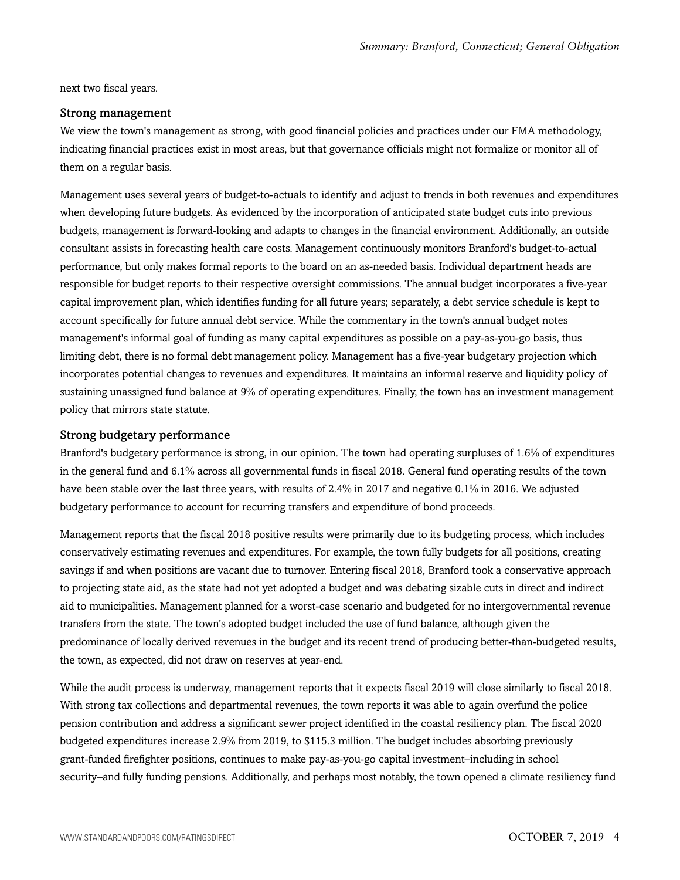next two fiscal years.

### Strong management

We view the town's management as strong, with good financial policies and practices under our FMA methodology, indicating financial practices exist in most areas, but that governance officials might not formalize or monitor all of them on a regular basis.

Management uses several years of budget-to-actuals to identify and adjust to trends in both revenues and expenditures when developing future budgets. As evidenced by the incorporation of anticipated state budget cuts into previous budgets, management is forward-looking and adapts to changes in the financial environment. Additionally, an outside consultant assists in forecasting health care costs. Management continuously monitors Branford's budget-to-actual performance, but only makes formal reports to the board on an as-needed basis. Individual department heads are responsible for budget reports to their respective oversight commissions. The annual budget incorporates a five-year capital improvement plan, which identifies funding for all future years; separately, a debt service schedule is kept to account specifically for future annual debt service. While the commentary in the town's annual budget notes management's informal goal of funding as many capital expenditures as possible on a pay-as-you-go basis, thus limiting debt, there is no formal debt management policy. Management has a five-year budgetary projection which incorporates potential changes to revenues and expenditures. It maintains an informal reserve and liquidity policy of sustaining unassigned fund balance at 9% of operating expenditures. Finally, the town has an investment management policy that mirrors state statute.

### Strong budgetary performance

Branford's budgetary performance is strong, in our opinion. The town had operating surpluses of 1.6% of expenditures in the general fund and 6.1% across all governmental funds in fiscal 2018. General fund operating results of the town have been stable over the last three years, with results of 2.4% in 2017 and negative 0.1% in 2016. We adjusted budgetary performance to account for recurring transfers and expenditure of bond proceeds.

Management reports that the fiscal 2018 positive results were primarily due to its budgeting process, which includes conservatively estimating revenues and expenditures. For example, the town fully budgets for all positions, creating savings if and when positions are vacant due to turnover. Entering fiscal 2018, Branford took a conservative approach to projecting state aid, as the state had not yet adopted a budget and was debating sizable cuts in direct and indirect aid to municipalities. Management planned for a worst-case scenario and budgeted for no intergovernmental revenue transfers from the state. The town's adopted budget included the use of fund balance, although given the predominance of locally derived revenues in the budget and its recent trend of producing better-than-budgeted results, the town, as expected, did not draw on reserves at year-end.

While the audit process is underway, management reports that it expects fiscal 2019 will close similarly to fiscal 2018. With strong tax collections and departmental revenues, the town reports it was able to again overfund the police pension contribution and address a significant sewer project identified in the coastal resiliency plan. The fiscal 2020 budgeted expenditures increase 2.9% from 2019, to $115.3 million. The budget includes absorbing previously grant-funded firefighter positions, continues to make pay-as-you-go capital investment–including in school security–and fully funding pensions. Additionally, and perhaps most notably, the town opened a climate resiliency fund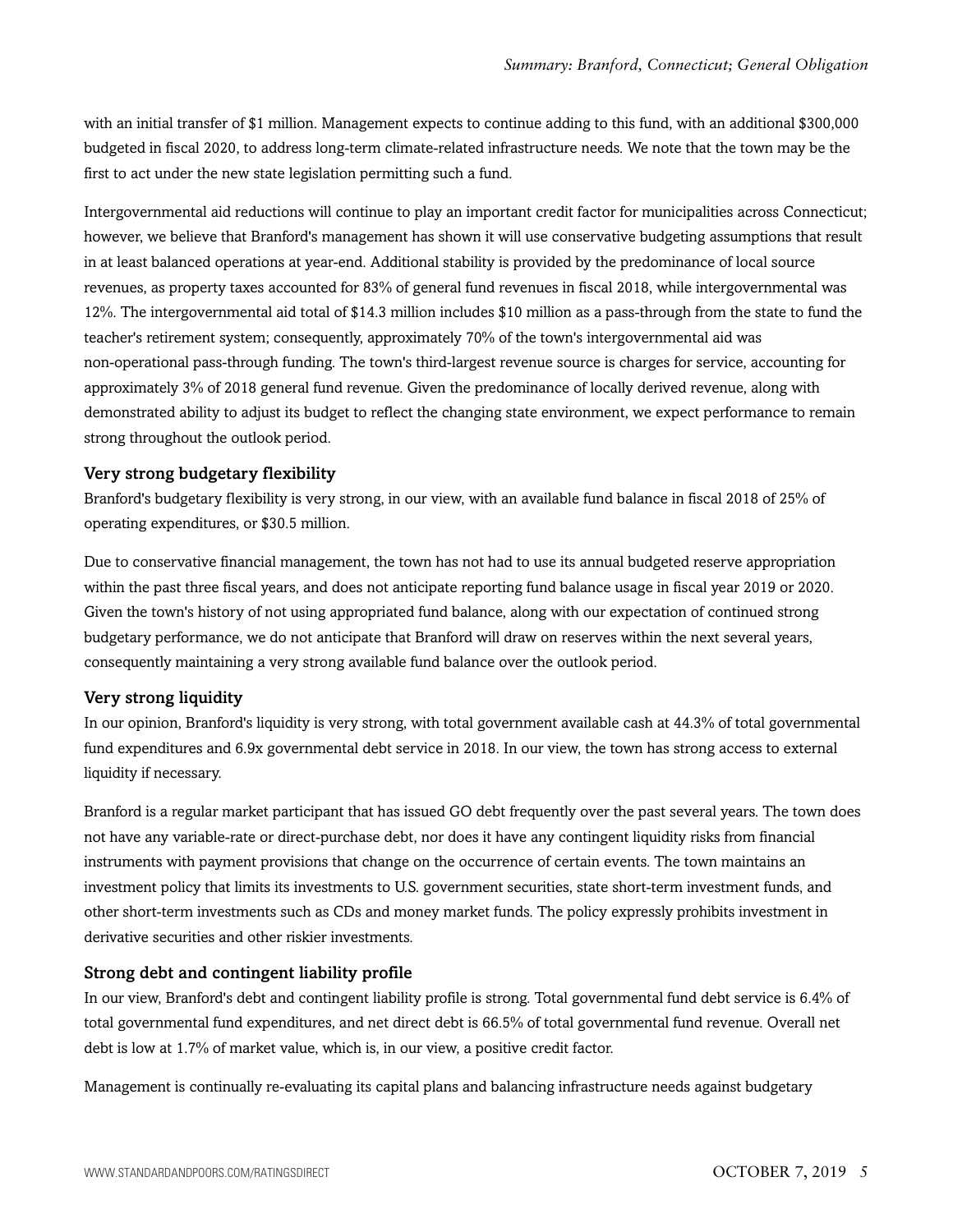with an initial transfer of $1 million. Management expects to continue adding to this fund, with an additional $300,000 budgeted in fiscal 2020, to address long-term climate-related infrastructure needs. We note that the town may be the first to act under the new state legislation permitting such a fund.

Intergovernmental aid reductions will continue to play an important credit factor for municipalities across Connecticut; however, we believe that Branford's management has shown it will use conservative budgeting assumptions that result in at least balanced operations at year-end. Additional stability is provided by the predominance of local source revenues, as property taxes accounted for 83% of general fund revenues in fiscal 2018, while intergovernmental was 12%. The intergovernmental aid total of $14.3 million includes $10 million as a pass-through from the state to fund the teacher's retirement system; consequently, approximately 70% of the town's intergovernmental aid was non-operational pass-through funding. The town's third-largest revenue source is charges for service, accounting for approximately 3% of 2018 general fund revenue. Given the predominance of locally derived revenue, along with demonstrated ability to adjust its budget to reflect the changing state environment, we expect performance to remain strong throughout the outlook period.

### Very strong budgetary flexibility

Branford's budgetary flexibility is very strong, in our view, with an available fund balance in fiscal 2018 of 25% of operating expenditures, or $30.5 million.

Due to conservative financial management, the town has not had to use its annual budgeted reserve appropriation within the past three fiscal years, and does not anticipate reporting fund balance usage in fiscal year 2019 or 2020. Given the town's history of not using appropriated fund balance, along with our expectation of continued strong budgetary performance, we do not anticipate that Branford will draw on reserves within the next several years, consequently maintaining a very strong available fund balance over the outlook period.

### Very strong liquidity

In our opinion, Branford's liquidity is very strong, with total government available cash at 44.3% of total governmental fund expenditures and 6.9x governmental debt service in 2018. In our view, the town has strong access to external liquidity if necessary.

Branford is a regular market participant that has issued GO debt frequently over the past several years. The town does not have any variable-rate or direct-purchase debt, nor does it have any contingent liquidity risks from financial instruments with payment provisions that change on the occurrence of certain events. The town maintains an investment policy that limits its investments to U.S. government securities, state short-term investment funds, and other short-term investments such as CDs and money market funds. The policy expressly prohibits investment in derivative securities and other riskier investments.

### Strong debt and contingent liability profile

In our view, Branford's debt and contingent liability profile is strong. Total governmental fund debt service is 6.4% of total governmental fund expenditures, and net direct debt is 66.5% of total governmental fund revenue. Overall net debt is low at 1.7% of market value, which is, in our view, a positive credit factor.

Management is continually re-evaluating its capital plans and balancing infrastructure needs against budgetary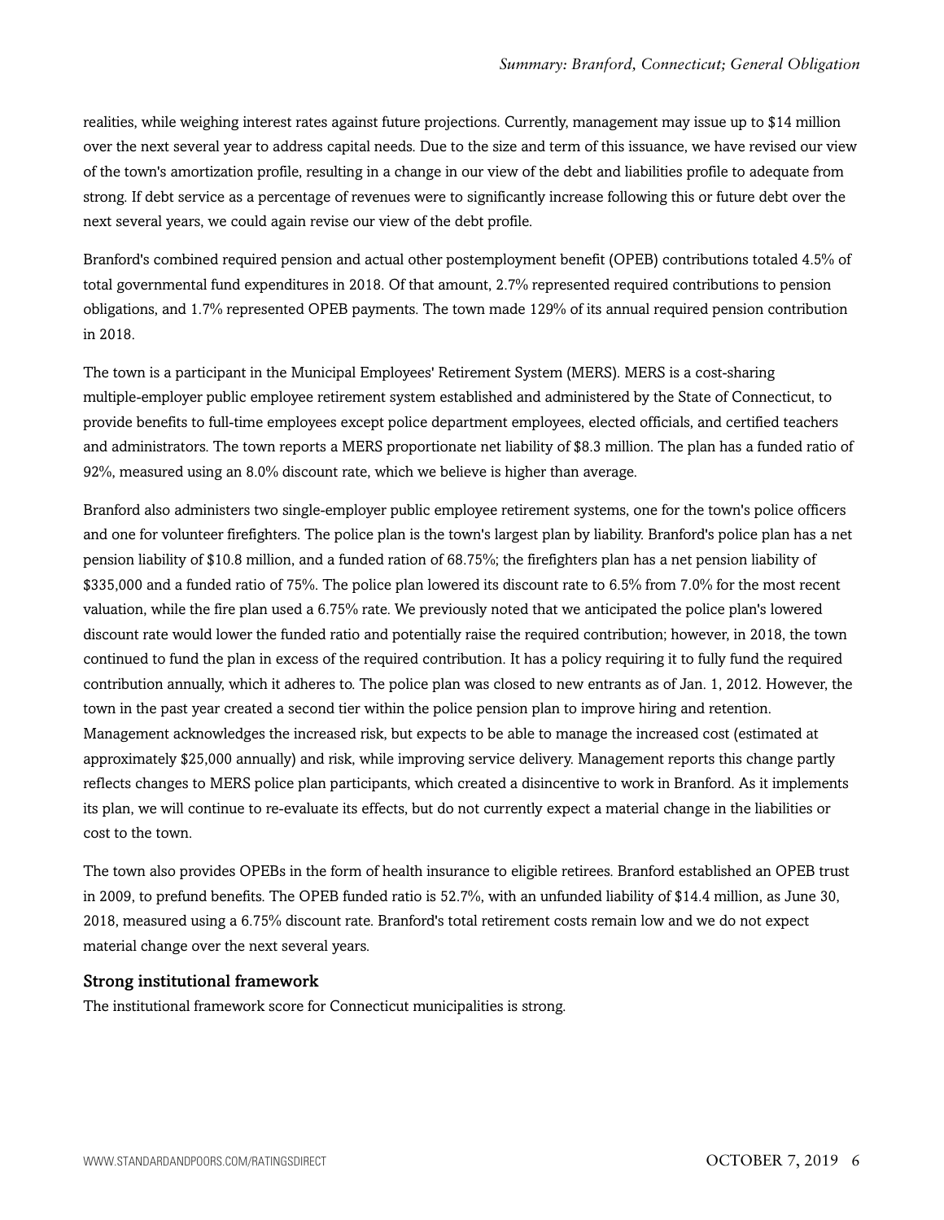realities, while weighing interest rates against future projections. Currently, management may issue up to $14 million over the next several year to address capital needs. Due to the size and term of this issuance, we have revised our view of the town's amortization profile, resulting in a change in our view of the debt and liabilities profile to adequate from strong. If debt service as a percentage of revenues were to significantly increase following this or future debt over the next several years, we could again revise our view of the debt profile.

Branford's combined required pension and actual other postemployment benefit (OPEB) contributions totaled 4.5% of total governmental fund expenditures in 2018. Of that amount, 2.7% represented required contributions to pension obligations, and 1.7% represented OPEB payments. The town made 129% of its annual required pension contribution in 2018.

The town is a participant in the Municipal Employees' Retirement System (MERS). MERS is a cost-sharing multiple-employer public employee retirement system established and administered by the State of Connecticut, to provide benefits to full-time employees except police department employees, elected officials, and certified teachers and administrators. The town reports a MERS proportionate net liability of $8.3 million. The plan has a funded ratio of 92%, measured using an 8.0% discount rate, which we believe is higher than average.

Branford also administers two single-employer public employee retirement systems, one for the town's police officers and one for volunteer firefighters. The police plan is the town's largest plan by liability. Branford's police plan has a net pension liability of $10.8 million, and a funded ration of 68.75%; the firefighters plan has a net pension liability of $335,000 and a funded ratio of 75%. The police plan lowered its discount rate to 6.5% from 7.0% for the most recent valuation, while the fire plan used a 6.75% rate. We previously noted that we anticipated the police plan's lowered discount rate would lower the funded ratio and potentially raise the required contribution; however, in 2018, the town continued to fund the plan in excess of the required contribution. It has a policy requiring it to fully fund the required contribution annually, which it adheres to. The police plan was closed to new entrants as of Jan. 1, 2012. However, the town in the past year created a second tier within the police pension plan to improve hiring and retention. Management acknowledges the increased risk, but expects to be able to manage the increased cost (estimated at approximately $25,000 annually) and risk, while improving service delivery. Management reports this change partly reflects changes to MERS police plan participants, which created a disincentive to work in Branford. As it implements its plan, we will continue to re-evaluate its effects, but do not currently expect a material change in the liabilities or cost to the town.

The town also provides OPEBs in the form of health insurance to eligible retirees. Branford established an OPEB trust in 2009, to prefund benefits. The OPEB funded ratio is 52.7%, with an unfunded liability of $14.4 million, as June 30, 2018, measured using a 6.75% discount rate. Branford's total retirement costs remain low and we do not expect material change over the next several years.

### Strong institutional framework

The institutional framework score for Connecticut municipalities is strong.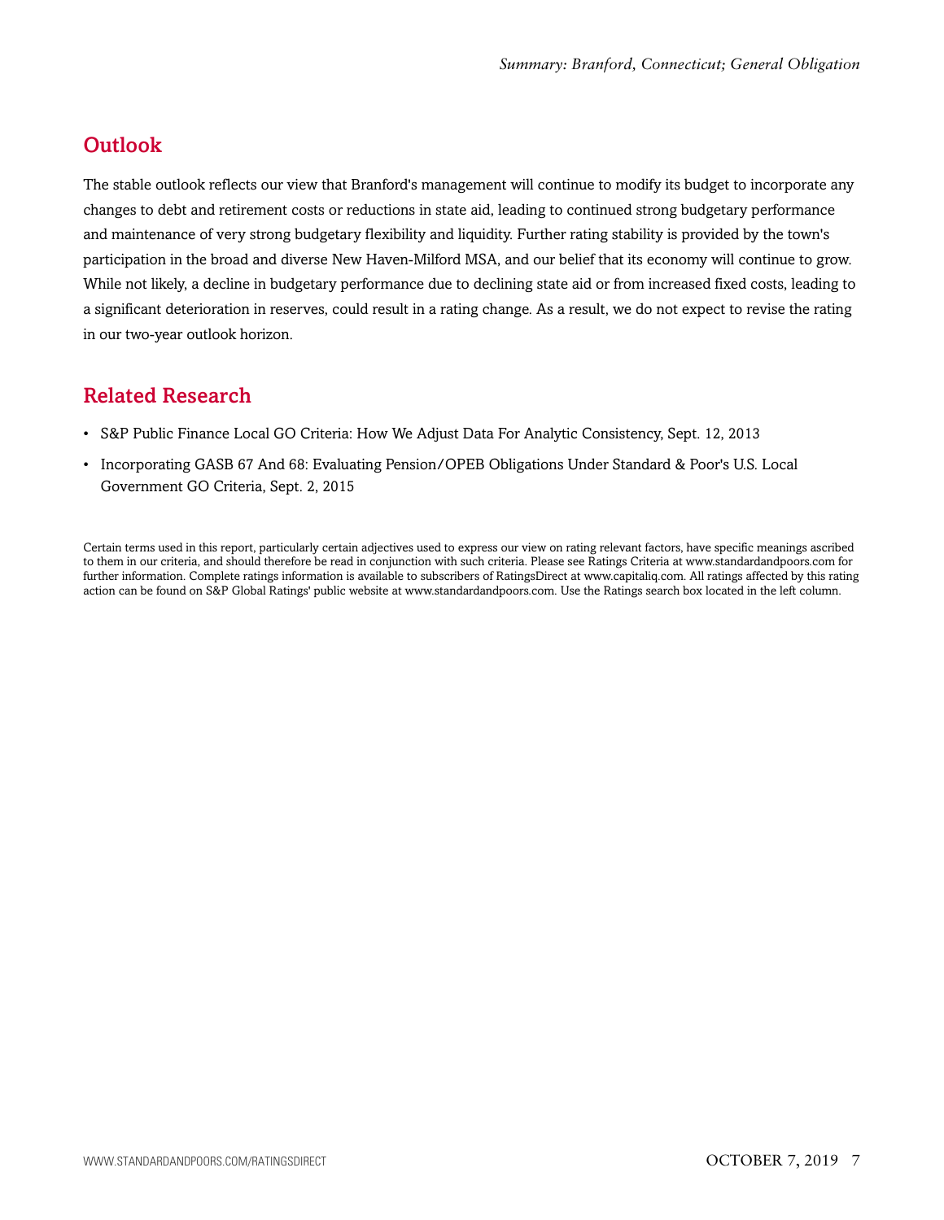## Outlook

The stable outlook reflects our view that Branford's management will continue to modify its budget to incorporate any changes to debt and retirement costs or reductions in state aid, leading to continued strong budgetary performance and maintenance of very strong budgetary flexibility and liquidity. Further rating stability is provided by the town's participation in the broad and diverse New Haven-Milford MSA, and our belief that its economy will continue to grow. While not likely, a decline in budgetary performance due to declining state aid or from increased fixed costs, leading to a significant deterioration in reserves, could result in a rating change. As a result, we do not expect to revise the rating in our two-year outlook horizon.

## Related Research

- S&P Public Finance Local GO Criteria: How We Adjust Data For Analytic Consistency, Sept. 12, 2013
- Incorporating GASB 67 And 68: Evaluating Pension/OPEB Obligations Under Standard & Poor's U.S. Local Government GO Criteria, Sept. 2, 2015

Certain terms used in this report, particularly certain adjectives used to express our view on rating relevant factors, have specific meanings ascribed to them in our criteria, and should therefore be read in conjunction with such criteria. Please see Ratings Criteria at www.standardandpoors.com for further information. Complete ratings information is available to subscribers of RatingsDirect at www.capitaliq.com. All ratings affected by this rating action can be found on S&P Global Ratings' public website at www.standardandpoors.com. Use the Ratings search box located in the left column.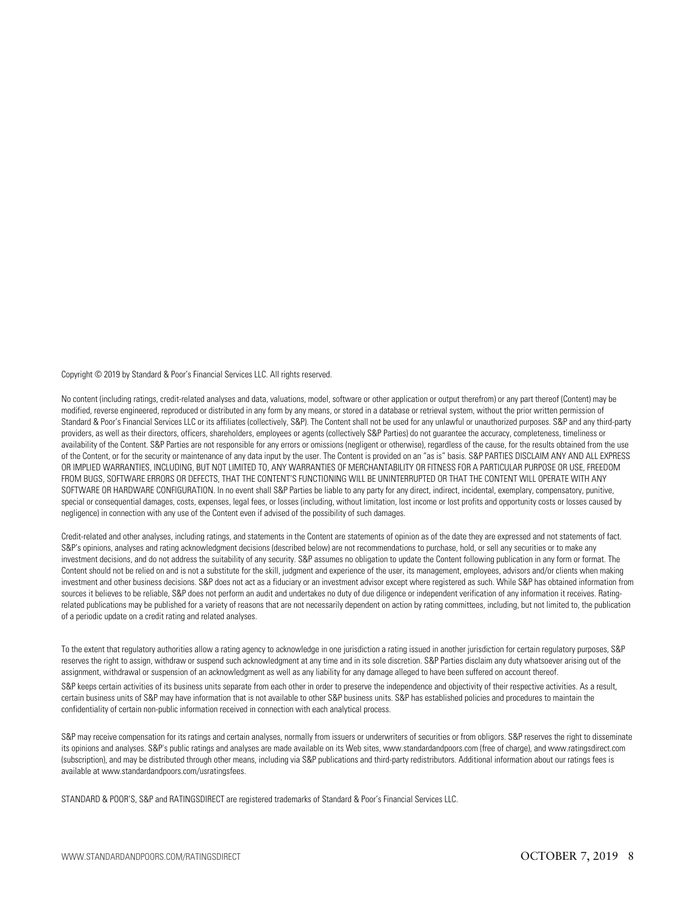Copyright © 2019 by Standard & Poor's Financial Services LLC. All rights reserved.

No content (including ratings, credit-related analyses and data, valuations, model, software or other application or output therefrom) or any part thereof (Content) may be modified, reverse engineered, reproduced or distributed in any form by any means, or stored in a database or retrieval system, without the prior written permission of Standard & Poor's Financial Services LLC or its affiliates (collectively, S&P). The Content shall not be used for any unlawful or unauthorized purposes. S&P and any third-party providers, as well as their directors, officers, shareholders, employees or agents (collectively S&P Parties) do not guarantee the accuracy, completeness, timeliness or availability of the Content. S&P Parties are not responsible for any errors or omissions (negligent or otherwise), regardless of the cause, for the results obtained from the use of the Content, or for the security or maintenance of any data input by the user. The Content is provided on an "as is" basis. S&P PARTIES DISCLAIM ANY AND ALL EXPRESS OR IMPLIED WARRANTIES, INCLUDING, BUT NOT LIMITED TO, ANY WARRANTIES OF MERCHANTABILITY OR FITNESS FOR A PARTICULAR PURPOSE OR USE, FREEDOM FROM BUGS, SOFTWARE ERRORS OR DEFECTS, THAT THE CONTENT'S FUNCTIONING WILL BE UNINTERRUPTED OR THAT THE CONTENT WILL OPERATE WITH ANY SOFTWARE OR HARDWARE CONFIGURATION. In no event shall S&P Parties be liable to any party for any direct, indirect, incidental, exemplary, compensatory, punitive, special or consequential damages, costs, expenses, legal fees, or losses (including, without limitation, lost income or lost profits and opportunity costs or losses caused by negligence) in connection with any use of the Content even if advised of the possibility of such damages.

Credit-related and other analyses, including ratings, and statements in the Content are statements of opinion as of the date they are expressed and not statements of fact. S&P's opinions, analyses and rating acknowledgment decisions (described below) are not recommendations to purchase, hold, or sell any securities or to make any investment decisions, and do not address the suitability of any security. S&P assumes no obligation to update the Content following publication in any form or format. The Content should not be relied on and is not a substitute for the skill, judgment and experience of the user, its management, employees, advisors and/or clients when making investment and other business decisions. S&P does not act as a fiduciary or an investment advisor except where registered as such. While S&P has obtained information from sources it believes to be reliable, S&P does not perform an audit and undertakes no duty of due diligence or independent verification of any information it receives. Rating-related publications may be published for a variety of reasons that are not necessarily dependent on action by rating committees, including, but not limited to, the publication of a periodic update on a credit rating and related analyses.

To the extent that regulatory authorities allow a rating agency to acknowledge in one jurisdiction a rating issued in another jurisdiction for certain regulatory purposes, S&P reserves the right to assign, withdraw or suspend such acknowledgment at any time and in its sole discretion. S&P Parties disclaim any duty whatsoever arising out of the assignment, withdrawal or suspension of an acknowledgment as well as any liability for any damage alleged to have been suffered on account thereof.

S&P keeps certain activities of its business units separate from each other in order to preserve the independence and objectivity of their respective activities. As a result, certain business units of S&P may have information that is not available to other S&P business units. S&P has established policies and procedures to maintain the confidentiality of certain non-public information received in connection with each analytical process.

S&P may receive compensation for its ratings and certain analyses, normally from issuers or underwriters of securities or from obligors. S&P reserves the right to disseminate its opinions and analyses. S&P's public ratings and analyses are made available on its Web sites, www.standardandpoors.com (free of charge), and www.ratingsdirect.com (subscription), and may be distributed through other means, including via S&P publications and third-party redistributors. Additional information about our ratings fees is available at www.standardandpoors.com/usratingsfees.

STANDARD & POOR'S, S&P and RATINGSDIRECT are registered trademarks of Standard & Poor's Financial Services LLC.